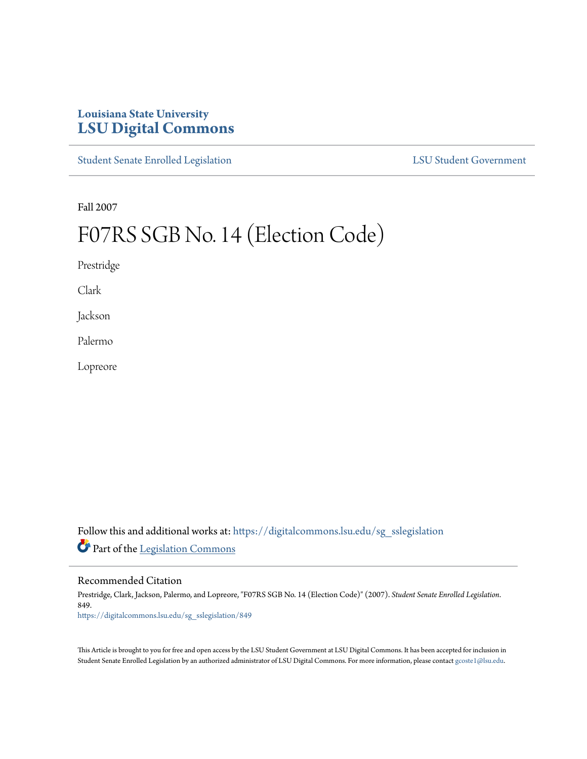Louisiana State University
# LSU Digital Commons

Student Senate Enrolled Legislation LSU Student Government

Fall 2007

# F07RS SGB No. 14 (Election Code)

Prestridge

Clark

Jackson

Palermo

Lopreore

Follow this and additional works at: https://digitalcommons.lsu.edu/sg_sslegislation

Part of the Legislation Commons

## Recommended Citation

Prestridge, Clark, Jackson, Palermo, and Lopreore, "F07RS SGB No. 14 (Election Code)" (2007). *Student Senate Enrolled Legislation*. 849.
https://digitalcommons.lsu.edu/sg_sslegislation/849

This Article is brought to you for free and open access by the LSU Student Government at LSU Digital Commons. It has been accepted for inclusion in Student Senate Enrolled Legislation by an authorized administrator of LSU Digital Commons. For more information, please contact gcoste1@lsu.edu.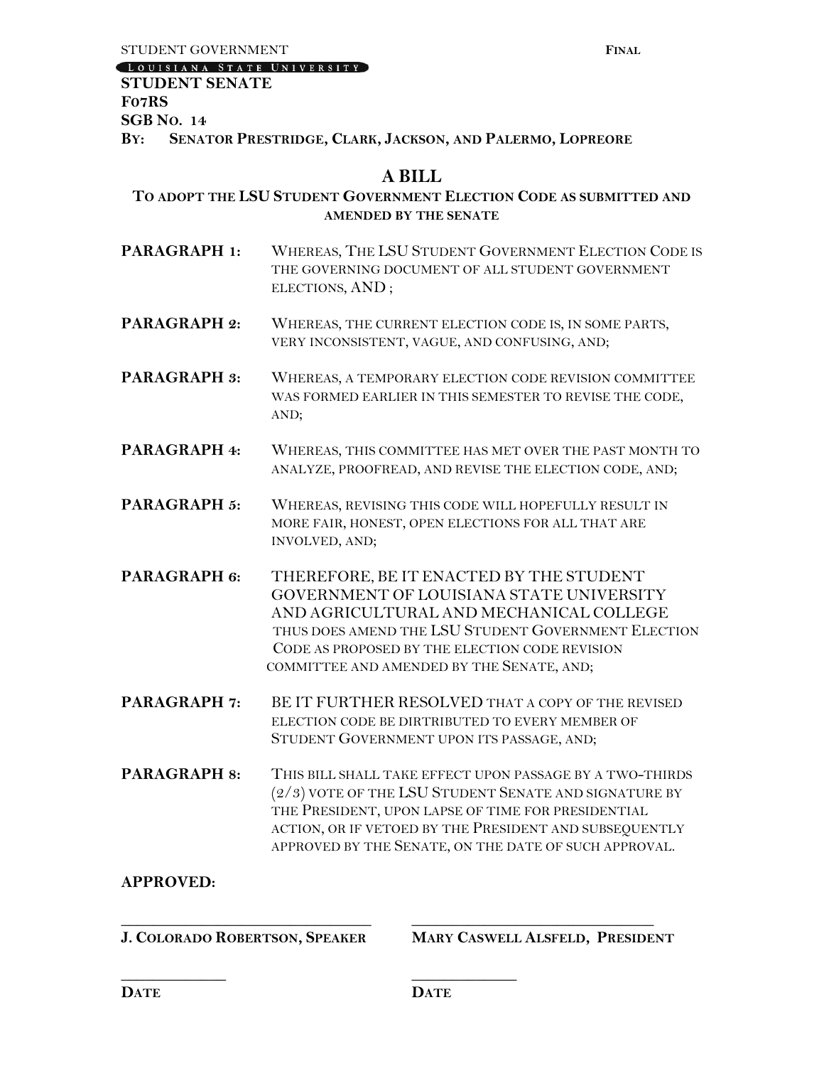STUDENT GOVERNMENT **FINAL**

LOUISIANA STATE UNIVERSITY

**STUDENT SENATE**
**F07RS**
**SGB NO. 14**
**BY: SENATOR PRESTRIDGE, CLARK, JACKSON, AND PALERMO, LOPREORE**

# A BILL

## TO ADOPT THE LSU STUDENT GOVERNMENT ELECTION CODE AS SUBMITTED AND AMENDED BY THE SENATE

**PARAGRAPH 1:** WHEREAS, THE LSU STUDENT GOVERNMENT ELECTION CODE IS THE GOVERNING DOCUMENT OF ALL STUDENT GOVERNMENT ELECTIONS, AND ;

**PARAGRAPH 2:** WHEREAS, THE CURRENT ELECTION CODE IS, IN SOME PARTS, VERY INCONSISTENT, VAGUE, AND CONFUSING, AND;

**PARAGRAPH 3:** WHEREAS, A TEMPORARY ELECTION CODE REVISION COMMITTEE WAS FORMED EARLIER IN THIS SEMESTER TO REVISE THE CODE, AND;

**PARAGRAPH 4:** WHEREAS, THIS COMMITTEE HAS MET OVER THE PAST MONTH TO ANALYZE, PROOFREAD, AND REVISE THE ELECTION CODE, AND;

**PARAGRAPH 5:** WHEREAS, REVISING THIS CODE WILL HOPEFULLY RESULT IN MORE FAIR, HONEST, OPEN ELECTIONS FOR ALL THAT ARE INVOLVED, AND;

**PARAGRAPH 6:** THEREFORE, BE IT ENACTED BY THE STUDENT GOVERNMENT OF LOUISIANA STATE UNIVERSITY AND AGRICULTURAL AND MECHANICAL COLLEGE THUS DOES AMEND THE LSU STUDENT GOVERNMENT ELECTION CODE AS PROPOSED BY THE ELECTION CODE REVISION COMMITTEE AND AMENDED BY THE SENATE, AND;

**PARAGRAPH 7:** BE IT FURTHER RESOLVED THAT A COPY OF THE REVISED ELECTION CODE BE DIRTRIBUTED TO EVERY MEMBER OF STUDENT GOVERNMENT UPON ITS PASSAGE, AND;

**PARAGRAPH 8:** THIS BILL SHALL TAKE EFFECT UPON PASSAGE BY A TWO-THIRDS (2/3) VOTE OF THE LSU STUDENT SENATE AND SIGNATURE BY THE PRESIDENT, UPON LAPSE OF TIME FOR PRESIDENTIAL ACTION, OR IF VETOED BY THE PRESIDENT AND SUBSEQUENTLY APPROVED BY THE SENATE, ON THE DATE OF SUCH APPROVAL.

**APPROVED:**

| | |
|---|---|
| ______________________________ | ______________________________ |
| **J. COLORADO ROBERTSON, SPEAKER** | **MARY CASWELL ALSFELD, PRESIDENT** |
| ____________ | ____________ |
| **DATE** | **DATE** |